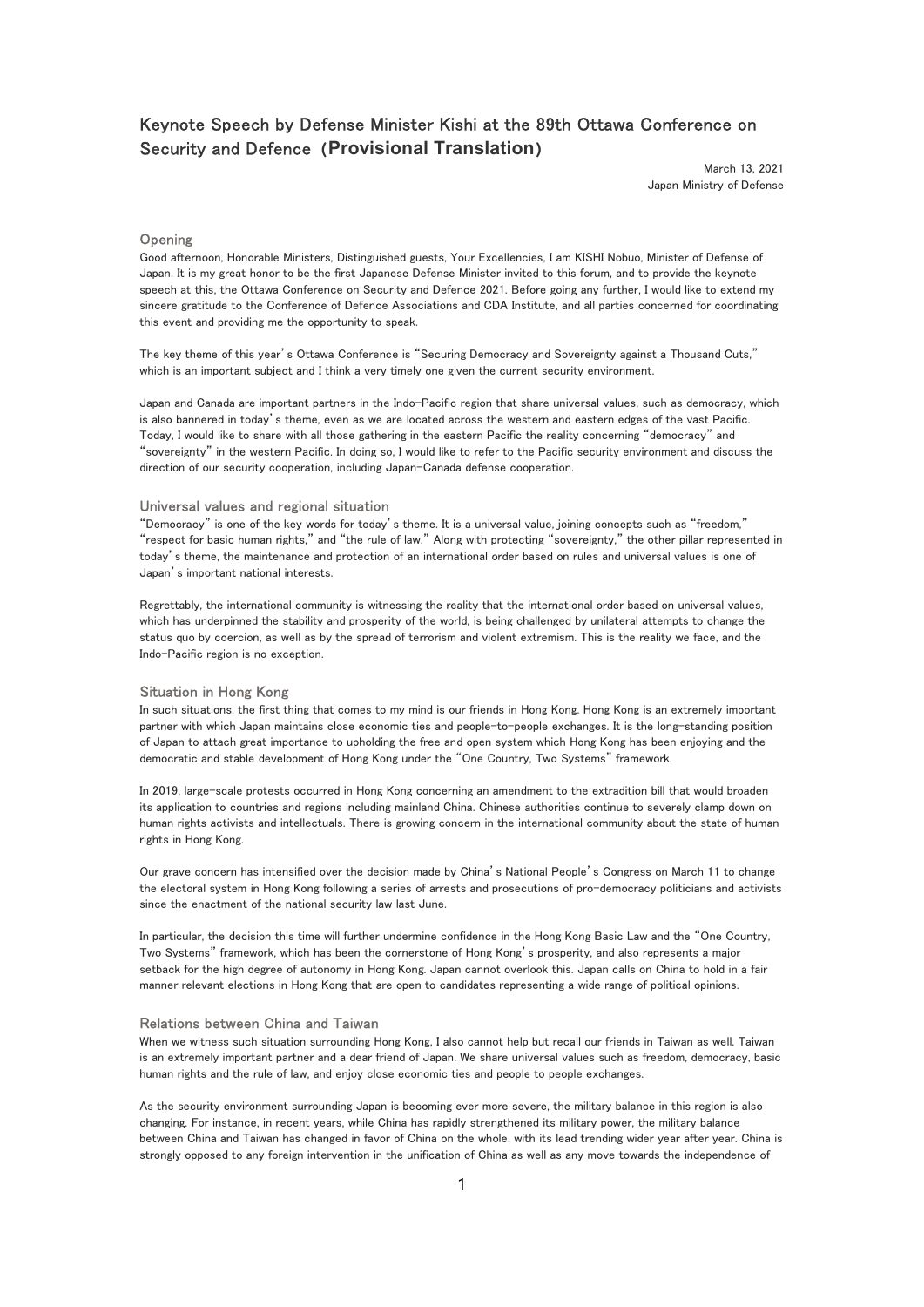# Keynote Speech by Defense Minister Kishi at the 89th Ottawa Conference on Security and Defence (**Provisional Translation**)

March 13, 2021
Japan Ministry of Defense

## Opening

Good afternoon, Honorable Ministers, Distinguished guests, Your Excellencies, I am KISHI Nobuo, Minister of Defense of Japan. It is my great honor to be the first Japanese Defense Minister invited to this forum, and to provide the keynote speech at this, the Ottawa Conference on Security and Defence 2021. Before going any further, I would like to extend my sincere gratitude to the Conference of Defence Associations and CDA Institute, and all parties concerned for coordinating this event and providing me the opportunity to speak.

The key theme of this year's Ottawa Conference is "Securing Democracy and Sovereignty against a Thousand Cuts," which is an important subject and I think a very timely one given the current security environment.

Japan and Canada are important partners in the Indo-Pacific region that share universal values, such as democracy, which is also bannered in today's theme, even as we are located across the western and eastern edges of the vast Pacific. Today, I would like to share with all those gathering in the eastern Pacific the reality concerning "democracy" and "sovereignty" in the western Pacific. In doing so, I would like to refer to the Pacific security environment and discuss the direction of our security cooperation, including Japan-Canada defense cooperation.

## Universal values and regional situation

"Democracy" is one of the key words for today's theme. It is a universal value, joining concepts such as "freedom," "respect for basic human rights," and "the rule of law." Along with protecting "sovereignty," the other pillar represented in today's theme, the maintenance and protection of an international order based on rules and universal values is one of Japan's important national interests.

Regrettably, the international community is witnessing the reality that the international order based on universal values, which has underpinned the stability and prosperity of the world, is being challenged by unilateral attempts to change the status quo by coercion, as well as by the spread of terrorism and violent extremism. This is the reality we face, and the Indo-Pacific region is no exception.

## Situation in Hong Kong

In such situations, the first thing that comes to my mind is our friends in Hong Kong. Hong Kong is an extremely important partner with which Japan maintains close economic ties and people-to-people exchanges. It is the long-standing position of Japan to attach great importance to upholding the free and open system which Hong Kong has been enjoying and the democratic and stable development of Hong Kong under the "One Country, Two Systems" framework.

In 2019, large-scale protests occurred in Hong Kong concerning an amendment to the extradition bill that would broaden its application to countries and regions including mainland China. Chinese authorities continue to severely clamp down on human rights activists and intellectuals. There is growing concern in the international community about the state of human rights in Hong Kong.

Our grave concern has intensified over the decision made by China's National People's Congress on March 11 to change the electoral system in Hong Kong following a series of arrests and prosecutions of pro-democracy politicians and activists since the enactment of the national security law last June.

In particular, the decision this time will further undermine confidence in the Hong Kong Basic Law and the "One Country, Two Systems" framework, which has been the cornerstone of Hong Kong's prosperity, and also represents a major setback for the high degree of autonomy in Hong Kong. Japan cannot overlook this. Japan calls on China to hold in a fair manner relevant elections in Hong Kong that are open to candidates representing a wide range of political opinions.

## Relations between China and Taiwan

When we witness such situation surrounding Hong Kong, I also cannot help but recall our friends in Taiwan as well. Taiwan is an extremely important partner and a dear friend of Japan. We share universal values such as freedom, democracy, basic human rights and the rule of law, and enjoy close economic ties and people to people exchanges.

As the security environment surrounding Japan is becoming ever more severe, the military balance in this region is also changing. For instance, in recent years, while China has rapidly strengthened its military power, the military balance between China and Taiwan has changed in favor of China on the whole, with its lead trending wider year after year. China is strongly opposed to any foreign intervention in the unification of China as well as any move towards the independence of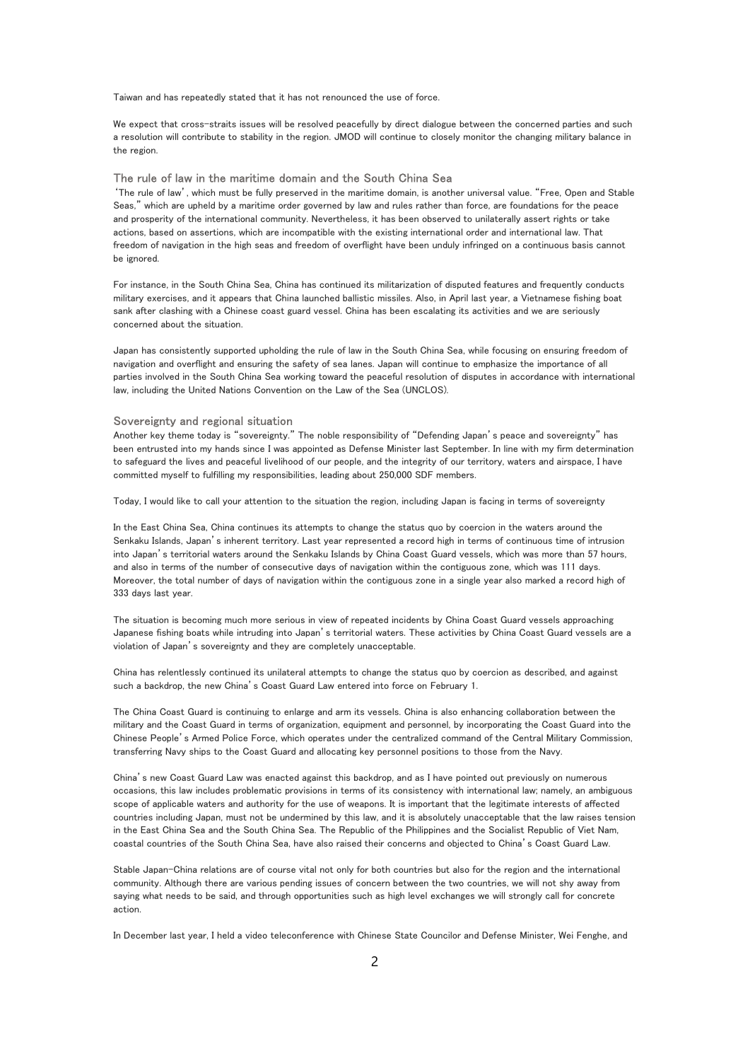Taiwan and has repeatedly stated that it has not renounced the use of force.

We expect that cross-straits issues will be resolved peacefully by direct dialogue between the concerned parties and such a resolution will contribute to stability in the region. JMOD will continue to closely monitor the changing military balance in the region.

### The rule of law in the maritime domain and the South China Sea

'The rule of law', which must be fully preserved in the maritime domain, is another universal value. "Free, Open and Stable Seas," which are upheld by a maritime order governed by law and rules rather than force, are foundations for the peace and prosperity of the international community. Nevertheless, it has been observed to unilaterally assert rights or take actions, based on assertions, which are incompatible with the existing international order and international law. That freedom of navigation in the high seas and freedom of overflight have been unduly infringed on a continuous basis cannot be ignored.

For instance, in the South China Sea, China has continued its militarization of disputed features and frequently conducts military exercises, and it appears that China launched ballistic missiles. Also, in April last year, a Vietnamese fishing boat sank after clashing with a Chinese coast guard vessel. China has been escalating its activities and we are seriously concerned about the situation.

Japan has consistently supported upholding the rule of law in the South China Sea, while focusing on ensuring freedom of navigation and overflight and ensuring the safety of sea lanes. Japan will continue to emphasize the importance of all parties involved in the South China Sea working toward the peaceful resolution of disputes in accordance with international law, including the United Nations Convention on the Law of the Sea (UNCLOS).

### Sovereignty and regional situation

Another key theme today is "sovereignty." The noble responsibility of "Defending Japan's peace and sovereignty" has been entrusted into my hands since I was appointed as Defense Minister last September. In line with my firm determination to safeguard the lives and peaceful livelihood of our people, and the integrity of our territory, waters and airspace, I have committed myself to fulfilling my responsibilities, leading about 250,000 SDF members.

Today, I would like to call your attention to the situation the region, including Japan is facing in terms of sovereignty

In the East China Sea, China continues its attempts to change the status quo by coercion in the waters around the Senkaku Islands, Japan's inherent territory. Last year represented a record high in terms of continuous time of intrusion into Japan's territorial waters around the Senkaku Islands by China Coast Guard vessels, which was more than 57 hours, and also in terms of the number of consecutive days of navigation within the contiguous zone, which was 111 days. Moreover, the total number of days of navigation within the contiguous zone in a single year also marked a record high of 333 days last year.

The situation is becoming much more serious in view of repeated incidents by China Coast Guard vessels approaching Japanese fishing boats while intruding into Japan's territorial waters. These activities by China Coast Guard vessels are a violation of Japan's sovereignty and they are completely unacceptable.

China has relentlessly continued its unilateral attempts to change the status quo by coercion as described, and against such a backdrop, the new China's Coast Guard Law entered into force on February 1.

The China Coast Guard is continuing to enlarge and arm its vessels. China is also enhancing collaboration between the military and the Coast Guard in terms of organization, equipment and personnel, by incorporating the Coast Guard into the Chinese People's Armed Police Force, which operates under the centralized command of the Central Military Commission, transferring Navy ships to the Coast Guard and allocating key personnel positions to those from the Navy.

China's new Coast Guard Law was enacted against this backdrop, and as I have pointed out previously on numerous occasions, this law includes problematic provisions in terms of its consistency with international law; namely, an ambiguous scope of applicable waters and authority for the use of weapons. It is important that the legitimate interests of affected countries including Japan, must not be undermined by this law, and it is absolutely unacceptable that the law raises tension in the East China Sea and the South China Sea. The Republic of the Philippines and the Socialist Republic of Viet Nam, coastal countries of the South China Sea, have also raised their concerns and objected to China's Coast Guard Law.

Stable Japan-China relations are of course vital not only for both countries but also for the region and the international community. Although there are various pending issues of concern between the two countries, we will not shy away from saying what needs to be said, and through opportunities such as high level exchanges we will strongly call for concrete action.

In December last year, I held a video teleconference with Chinese State Councilor and Defense Minister, Wei Fenghe, and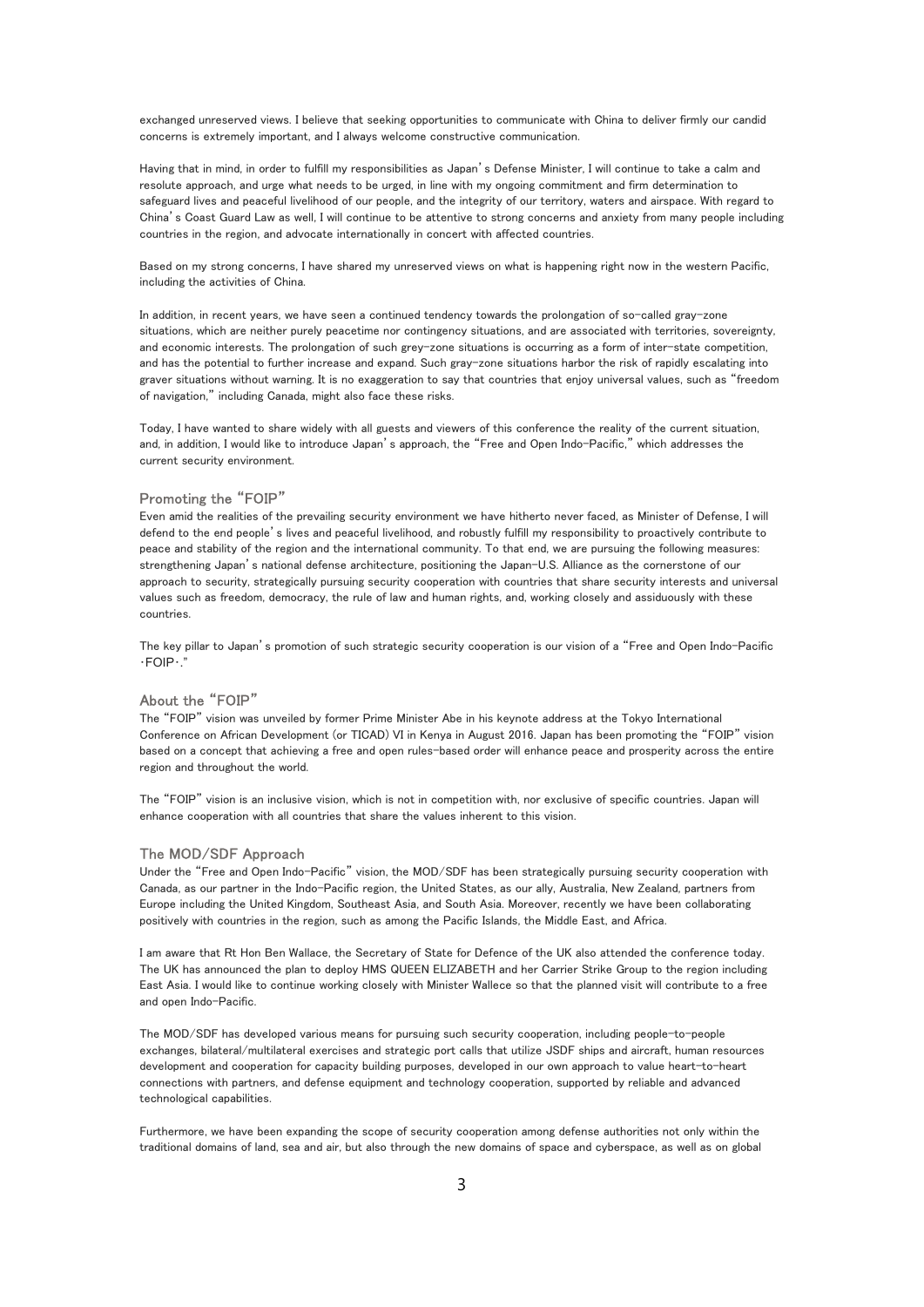exchanged unreserved views. I believe that seeking opportunities to communicate with China to deliver firmly our candid concerns is extremely important, and I always welcome constructive communication.

Having that in mind, in order to fulfill my responsibilities as Japan's Defense Minister, I will continue to take a calm and resolute approach, and urge what needs to be urged, in line with my ongoing commitment and firm determination to safeguard lives and peaceful livelihood of our people, and the integrity of our territory, waters and airspace. With regard to China's Coast Guard Law as well, I will continue to be attentive to strong concerns and anxiety from many people including countries in the region, and advocate internationally in concert with affected countries.

Based on my strong concerns, I have shared my unreserved views on what is happening right now in the western Pacific, including the activities of China.

In addition, in recent years, we have seen a continued tendency towards the prolongation of so-called gray-zone situations, which are neither purely peacetime nor contingency situations, and are associated with territories, sovereignty, and economic interests. The prolongation of such grey-zone situations is occurring as a form of inter-state competition, and has the potential to further increase and expand. Such gray-zone situations harbor the risk of rapidly escalating into graver situations without warning. It is no exaggeration to say that countries that enjoy universal values, such as "freedom of navigation," including Canada, might also face these risks.

Today, I have wanted to share widely with all guests and viewers of this conference the reality of the current situation, and, in addition, I would like to introduce Japan's approach, the "Free and Open Indo-Pacific," which addresses the current security environment.

## Promoting the "FOIP"

Even amid the realities of the prevailing security environment we have hitherto never faced, as Minister of Defense, I will defend to the end people's lives and peaceful livelihood, and robustly fulfill my responsibility to proactively contribute to peace and stability of the region and the international community. To that end, we are pursuing the following measures: strengthening Japan's national defense architecture, positioning the Japan-U.S. Alliance as the cornerstone of our approach to security, strategically pursuing security cooperation with countries that share security interests and universal values such as freedom, democracy, the rule of law and human rights, and, working closely and assiduously with these countries.

The key pillar to Japan's promotion of such strategic security cooperation is our vision of a "Free and Open Indo-Pacific ･FOIP･."

## About the "FOIP"

The "FOIP" vision was unveiled by former Prime Minister Abe in his keynote address at the Tokyo International Conference on African Development (or TICAD) VI in Kenya in August 2016. Japan has been promoting the "FOIP" vision based on a concept that achieving a free and open rules-based order will enhance peace and prosperity across the entire region and throughout the world.

The "FOIP" vision is an inclusive vision, which is not in competition with, nor exclusive of specific countries. Japan will enhance cooperation with all countries that share the values inherent to this vision.

## The MOD/SDF Approach

Under the "Free and Open Indo-Pacific" vision, the MOD/SDF has been strategically pursuing security cooperation with Canada, as our partner in the Indo-Pacific region, the United States, as our ally, Australia, New Zealand, partners from Europe including the United Kingdom, Southeast Asia, and South Asia. Moreover, recently we have been collaborating positively with countries in the region, such as among the Pacific Islands, the Middle East, and Africa.

I am aware that Rt Hon Ben Wallace, the Secretary of State for Defence of the UK also attended the conference today. The UK has announced the plan to deploy HMS QUEEN ELIZABETH and her Carrier Strike Group to the region including East Asia. I would like to continue working closely with Minister Wallece so that the planned visit will contribute to a free and open Indo-Pacific.

The MOD/SDF has developed various means for pursuing such security cooperation, including people-to-people exchanges, bilateral/multilateral exercises and strategic port calls that utilize JSDF ships and aircraft, human resources development and cooperation for capacity building purposes, developed in our own approach to value heart-to-heart connections with partners, and defense equipment and technology cooperation, supported by reliable and advanced technological capabilities.

Furthermore, we have been expanding the scope of security cooperation among defense authorities not only within the traditional domains of land, sea and air, but also through the new domains of space and cyberspace, as well as on global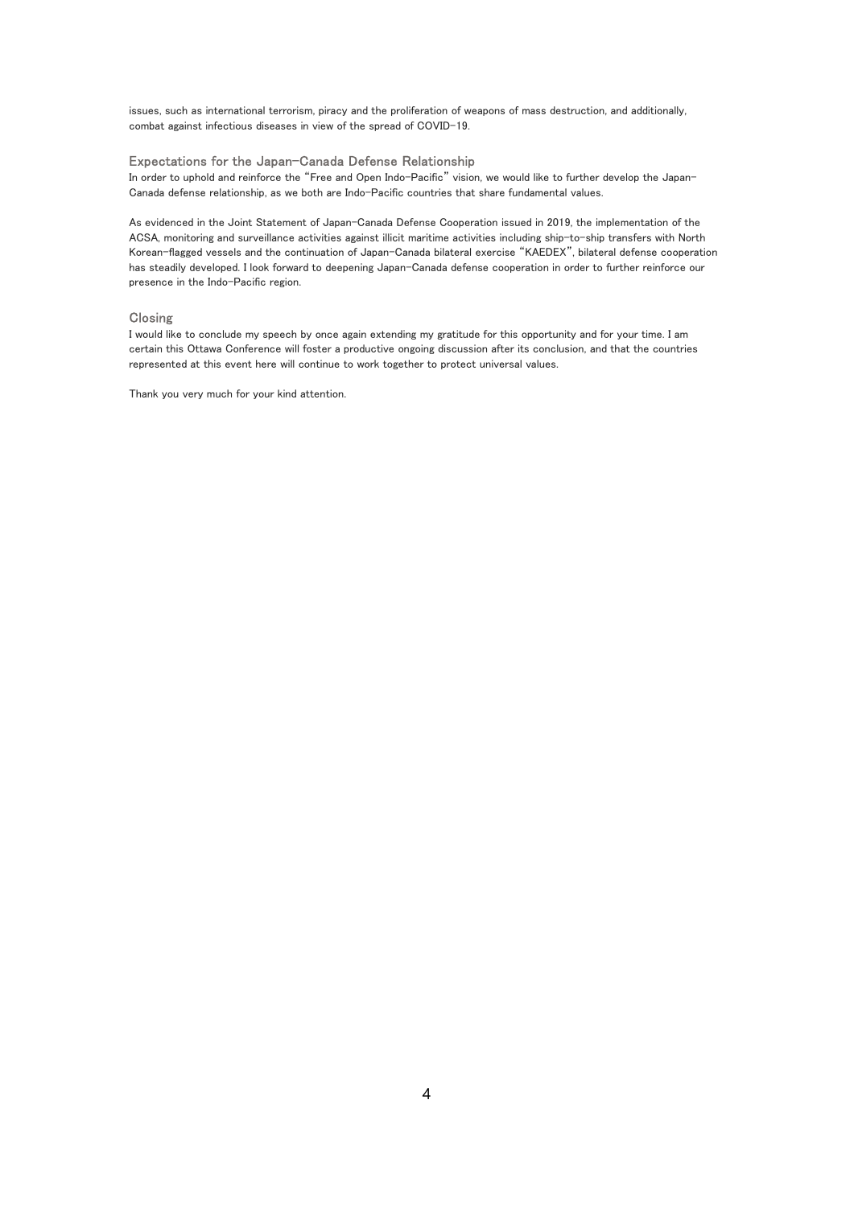issues, such as international terrorism, piracy and the proliferation of weapons of mass destruction, and additionally, combat against infectious diseases in view of the spread of COVID-19.

### Expectations for the Japan-Canada Defense Relationship

In order to uphold and reinforce the "Free and Open Indo-Pacific" vision, we would like to further develop the Japan-Canada defense relationship, as we both are Indo-Pacific countries that share fundamental values.

As evidenced in the Joint Statement of Japan-Canada Defense Cooperation issued in 2019, the implementation of the ACSA, monitoring and surveillance activities against illicit maritime activities including ship-to-ship transfers with North Korean-flagged vessels and the continuation of Japan-Canada bilateral exercise "KAEDEX", bilateral defense cooperation has steadily developed. I look forward to deepening Japan-Canada defense cooperation in order to further reinforce our presence in the Indo-Pacific region.

### Closing

I would like to conclude my speech by once again extending my gratitude for this opportunity and for your time. I am certain this Ottawa Conference will foster a productive ongoing discussion after its conclusion, and that the countries represented at this event here will continue to work together to protect universal values.

Thank you very much for your kind attention.